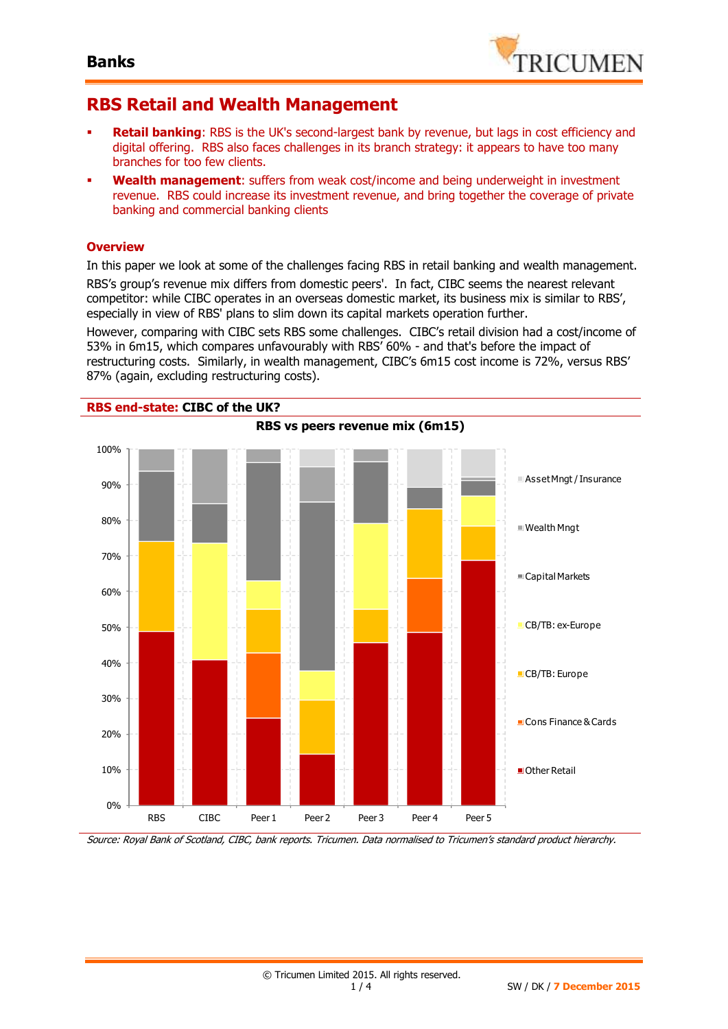# RBS Retail and Wealth Management

- **Retail banking**: RBS is the UK's second-largest bank by revenue, but lags in cost efficiency and digital offering. RBS also faces challenges in its branch strategy: it appears to have too many branches for too few clients.
- **Wealth management**: suffers from weak cost/income and being underweight in investment revenue. RBS could increase its investment revenue, and bring together the coverage of private banking and commercial banking clients

## Overview

In this paper we look at some of the challenges facing RBS in retail banking and wealth management.

RBS's group's revenue mix differs from domestic peers'. In fact, CIBC seems the nearest relevant competitor: while CIBC operates in an overseas domestic market, its business mix is similar to RBS', especially in view of RBS' plans to slim down its capital markets operation further.

However, comparing with CIBC sets RBS some challenges. CIBC's retail division had a cost/income of 53% in 6m15, which compares unfavourably with RBS' 60% - and that's before the impact of restructuring costs. Similarly, in wealth management, CIBC's 6m15 cost income is 72%, versus RBS' 87% (again, excluding restructuring costs).

### RBS end-state: CIBC of the UK?

**RBS vs peers revenue mix (6m15)**

100%
90%
80%
70%
60%
50%
40%
30%
20%
10%
0%

RBS, CIBC, Peer 1, Peer 2, Peer 3, Peer 4, Peer 5

Asset Mngt / Insurance
Wealth Mngt
Capital Markets
CB/TB: ex-Europe
CB/TB: Europe
Cons Finance & Cards
Other Retail

*Source: Royal Bank of Scotland, CIBC, bank reports. Tricumen. Data normalised to Tricumen's standard product hierarchy.*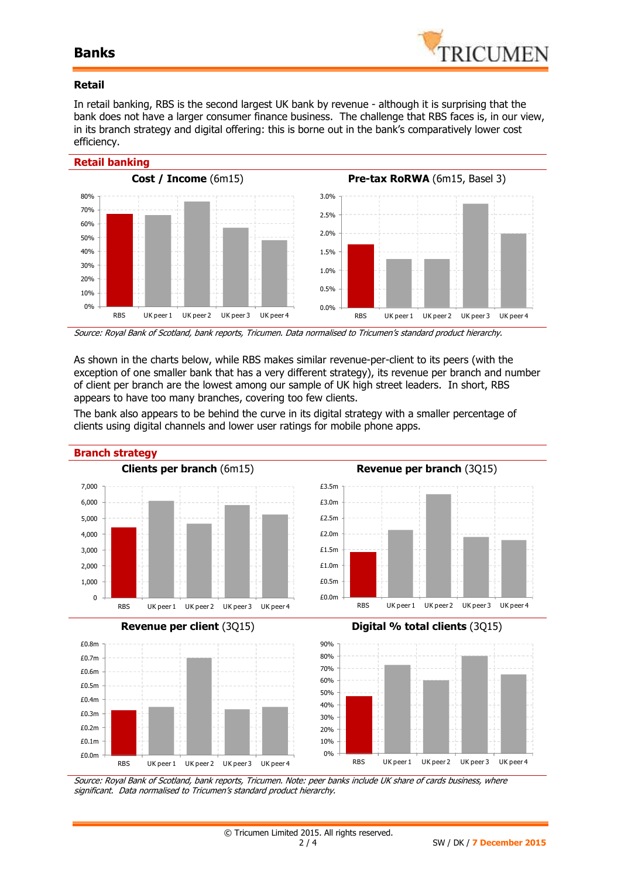## Retail

In retail banking, RBS is the second largest UK bank by revenue - although it is surprising that the bank does not have a larger consumer finance business. The challenge that RBS faces is, in our view, in its branch strategy and digital offering: this is borne out in the bank's comparatively lower cost efficiency.

### Retail banking

**Cost / Income** (6m15)

80%
70%
60%
50%
40%
30%
20%
10%
0%

RBS
UK peer 1
UK peer 2
UK peer 3
UK peer 4

**Pre-tax RoRWA** (6m15, Basel 3)

3.0%
2.5%
2.0%
1.5%
1.0%
0.5%
0.0%

RBS
UK peer 1
UK peer 2
UK peer 3
UK peer 4

*Source: Royal Bank of Scotland, bank reports, Tricumen. Data normalised to Tricumen's standard product hierarchy.*

As shown in the charts below, while RBS makes similar revenue-per-client to its peers (with the exception of one smaller bank that has a very different strategy), its revenue per branch and number of client per branch are the lowest among our sample of UK high street leaders. In short, RBS appears to have too many branches, covering too few clients.

The bank also appears to be behind the curve in its digital strategy with a smaller percentage of clients using digital channels and lower user ratings for mobile phone apps.

### Branch strategy

**Clients per branch** (6m15)

7,000
6,000
5,000
4,000
3,000
2,000
1,000
0

RBS
UK peer 1
UK peer 2
UK peer 3
UK peer 4

**Revenue per branch** (3Q15)

£3.5m
£3.0m
£2.5m
£2.0m
£1.5m
£1.0m
£0.5m
£0.0m

RBS
UK peer 1
UK peer 2
UK peer 3
UK peer 4

**Revenue per client** (3Q15)

£0.8m
£0.7m
£0.6m
£0.5m
£0.4m
£0.3m
£0.2m
£0.1m
£0.0m

RBS
UK peer 1
UK peer 2
UK peer 3
UK peer 4

**Digital % total clients** (3Q15)

90%
80%
70%
60%
50%
40%
30%
20%
10%
0%

RBS
UK peer 1
UK peer 2
UK peer 3
UK peer 4

*Source: Royal Bank of Scotland, bank reports, Tricumen. Note: peer banks include UK share of cards business, where significant. Data normalised to Tricumen's standard product hierarchy.*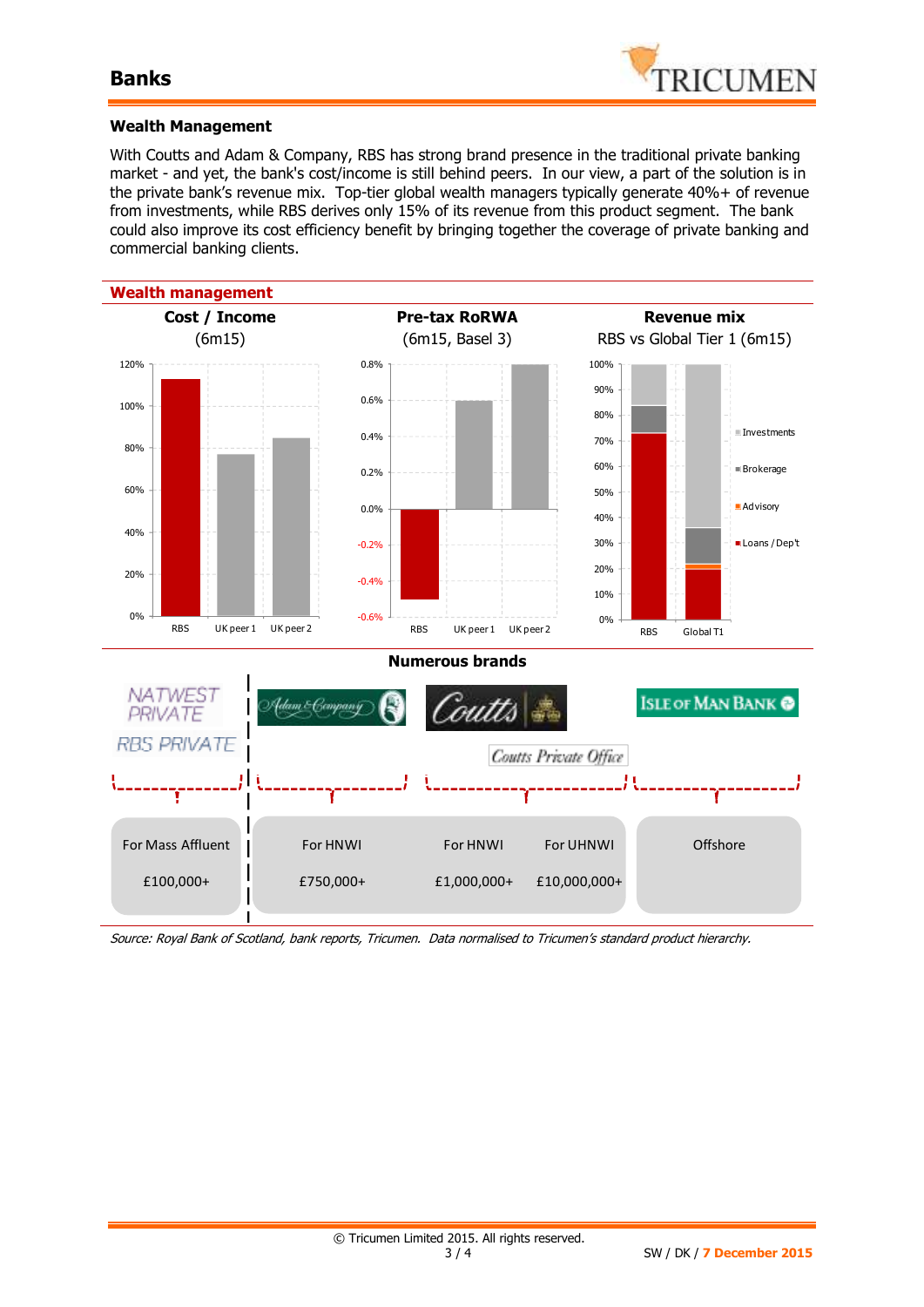## Wealth Management

With Coutts and Adam & Company, RBS has strong brand presence in the traditional private banking market - and yet, the bank's cost/income is still behind peers. In our view, a part of the solution is in the private bank's revenue mix. Top-tier global wealth managers typically generate 40%+ of revenue from investments, while RBS derives only 15% of its revenue from this product segment. The bank could also improve its cost efficiency benefit by bringing together the coverage of private banking and commercial banking clients.

### Wealth management

**Cost / Income**
(6m15)

120%
100%
80%
60%
40%
20%
0%

RBS
UK peer 1
UK peer 2

**Pre-tax RoRWA**
(6m15, Basel 3)

0.8%
0.6%
0.4%
0.2%
0.0%
-0.2%
-0.4%
-0.6%

RBS
UK peer 1
UK peer 2

**Revenue mix**
RBS vs Global Tier 1 (6m15)

100%
90%
80%
70%
60%
50%
40%
30%
20%
10%
0%

RBS
Global T1

Investments
Brokerage
Advisory
Loans / Dep't

**Numerous brands**

NATWEST PRIVATE
RBS PRIVATE
Adam & Company
Coutts
Coutts Private Office
ISLE OF MAN BANK

For Mass Affluent
£100,000+

For HNWI
£750,000+

For HNWI
£1,000,000+

For UHNWI
£10,000,000+

Offshore

*Source: Royal Bank of Scotland, bank reports, Tricumen. Data normalised to Tricumen's standard product hierarchy.*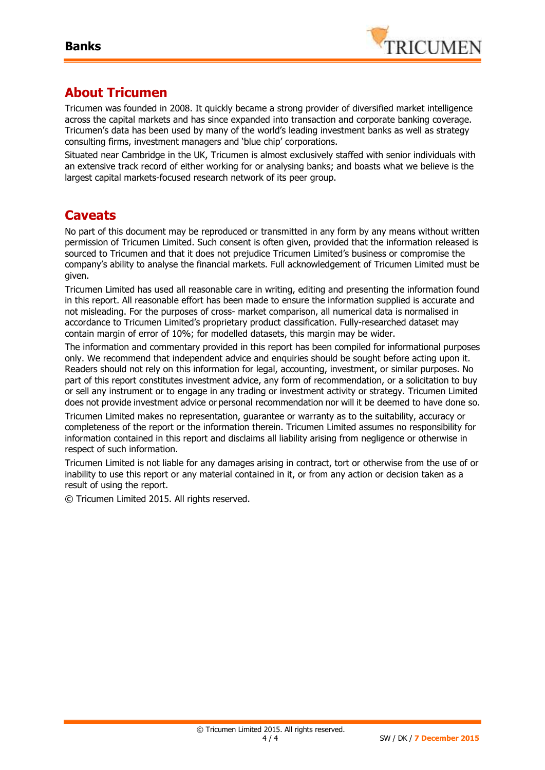## About Tricumen

Tricumen was founded in 2008. It quickly became a strong provider of diversified market intelligence across the capital markets and has since expanded into transaction and corporate banking coverage. Tricumen's data has been used by many of the world's leading investment banks as well as strategy consulting firms, investment managers and 'blue chip' corporations.

Situated near Cambridge in the UK, Tricumen is almost exclusively staffed with senior individuals with an extensive track record of either working for or analysing banks; and boasts what we believe is the largest capital markets-focused research network of its peer group.

## Caveats

No part of this document may be reproduced or transmitted in any form by any means without written permission of Tricumen Limited. Such consent is often given, provided that the information released is sourced to Tricumen and that it does not prejudice Tricumen Limited's business or compromise the company's ability to analyse the financial markets. Full acknowledgement of Tricumen Limited must be given.

Tricumen Limited has used all reasonable care in writing, editing and presenting the information found in this report. All reasonable effort has been made to ensure the information supplied is accurate and not misleading. For the purposes of cross- market comparison, all numerical data is normalised in accordance to Tricumen Limited's proprietary product classification. Fully-researched dataset may contain margin of error of 10%; for modelled datasets, this margin may be wider.

The information and commentary provided in this report has been compiled for informational purposes only. We recommend that independent advice and enquiries should be sought before acting upon it. Readers should not rely on this information for legal, accounting, investment, or similar purposes. No part of this report constitutes investment advice, any form of recommendation, or a solicitation to buy or sell any instrument or to engage in any trading or investment activity or strategy. Tricumen Limited does not provide investment advice or personal recommendation nor will it be deemed to have done so.

Tricumen Limited makes no representation, guarantee or warranty as to the suitability, accuracy or completeness of the report or the information therein. Tricumen Limited assumes no responsibility for information contained in this report and disclaims all liability arising from negligence or otherwise in respect of such information.

Tricumen Limited is not liable for any damages arising in contract, tort or otherwise from the use of or inability to use this report or any material contained in it, or from any action or decision taken as a result of using the report.

© Tricumen Limited 2015. All rights reserved.